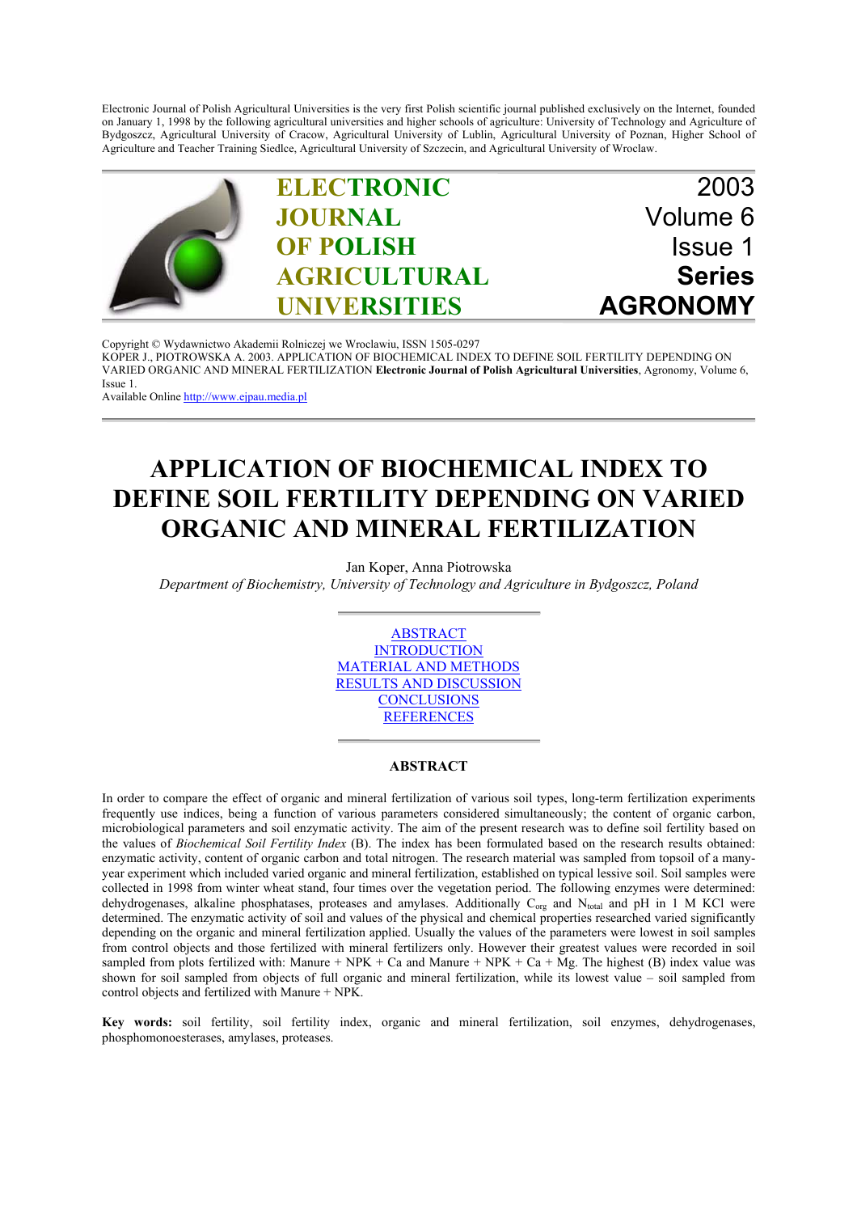Electronic Journal of Polish Agricultural Universities is the very first Polish scientific journal published exclusively on the Internet, founded on January 1, 1998 by the following agricultural universities and higher schools of agriculture: University of Technology and Agriculture of Bydgoszcz, Agricultural University of Cracow, Agricultural University of Lublin, Agricultural University of Poznan, Higher School of Agriculture and Teacher Training Siedlce, Agricultural University of Szczecin, and Agricultural University of Wroclaw.

**ELECTRONIC JOURNAL OF POLISH AGRICULTURAL UNIVERSITIES**

2003
Volume 6
Issue 1
**Series AGRONOMY**

Copyright © Wydawnictwo Akademii Rolniczej we Wroclawiu, ISSN 1505-0297
KOPER J., PIOTROWSKA A. 2003. APPLICATION OF BIOCHEMICAL INDEX TO DEFINE SOIL FERTILITY DEPENDING ON VARIED ORGANIC AND MINERAL FERTILIZATION **Electronic Journal of Polish Agricultural Universities**, Agronomy, Volume 6, Issue 1.
Available Online http://www.ejpau.media.pl

# APPLICATION OF BIOCHEMICAL INDEX TO DEFINE SOIL FERTILITY DEPENDING ON VARIED ORGANIC AND MINERAL FERTILIZATION

Jan Koper, Anna Piotrowska
*Department of Biochemistry, University of Technology and Agriculture in Bydgoszcz, Poland*

ABSTRACT
INTRODUCTION
MATERIAL AND METHODS
RESULTS AND DISCUSSION
CONCLUSIONS
REFERENCES

## ABSTRACT

In order to compare the effect of organic and mineral fertilization of various soil types, long-term fertilization experiments frequently use indices, being a function of various parameters considered simultaneously; the content of organic carbon, microbiological parameters and soil enzymatic activity. The aim of the present research was to define soil fertility based on the values of *Biochemical Soil Fertility Index* (B). The index has been formulated based on the research results obtained: enzymatic activity, content of organic carbon and total nitrogen. The research material was sampled from topsoil of a many-year experiment which included varied organic and mineral fertilization, established on typical lessive soil. Soil samples were collected in 1998 from winter wheat stand, four times over the vegetation period. The following enzymes were determined: dehydrogenases, alkaline phosphatases, proteases and amylases. Additionally $C_{org}$ and $N_{total}$ and pH in 1 M KCl were determined. The enzymatic activity of soil and values of the physical and chemical properties researched varied significantly depending on the organic and mineral fertilization applied. Usually the values of the parameters were lowest in soil samples from control objects and those fertilized with mineral fertilizers only. However their greatest values were recorded in soil sampled from plots fertilized with: Manure + NPK + Ca and Manure + NPK + Ca + Mg. The highest (B) index value was shown for soil sampled from objects of full organic and mineral fertilization, while its lowest value – soil sampled from control objects and fertilized with Manure + NPK.

**Key words:** soil fertility, soil fertility index, organic and mineral fertilization, soil enzymes, dehydrogenases, phosphomonoesterases, amylases, proteases.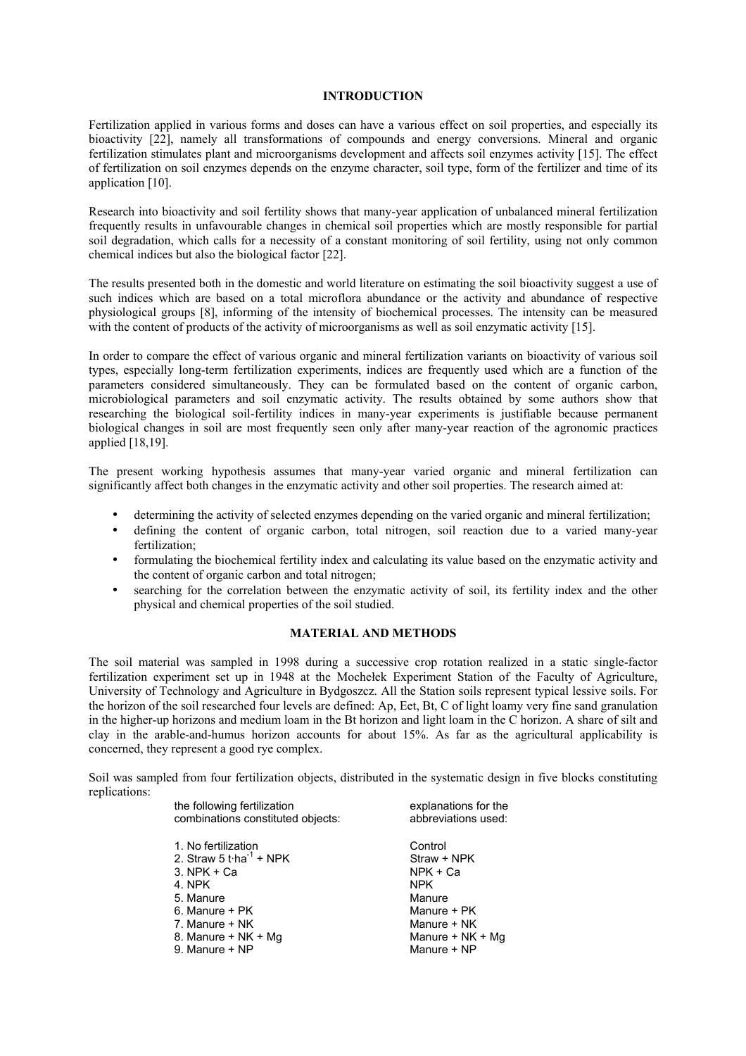## INTRODUCTION

Fertilization applied in various forms and doses can have a various effect on soil properties, and especially its bioactivity [22], namely all transformations of compounds and energy conversions. Mineral and organic fertilization stimulates plant and microorganisms development and affects soil enzymes activity [15]. The effect of fertilization on soil enzymes depends on the enzyme character, soil type, form of the fertilizer and time of its application [10].

Research into bioactivity and soil fertility shows that many-year application of unbalanced mineral fertilization frequently results in unfavourable changes in chemical soil properties which are mostly responsible for partial soil degradation, which calls for a necessity of a constant monitoring of soil fertility, using not only common chemical indices but also the biological factor [22].

The results presented both in the domestic and world literature on estimating the soil bioactivity suggest a use of such indices which are based on a total microflora abundance or the activity and abundance of respective physiological groups [8], informing of the intensity of biochemical processes. The intensity can be measured with the content of products of the activity of microorganisms as well as soil enzymatic activity [15].

In order to compare the effect of various organic and mineral fertilization variants on bioactivity of various soil types, especially long-term fertilization experiments, indices are frequently used which are a function of the parameters considered simultaneously. They can be formulated based on the content of organic carbon, microbiological parameters and soil enzymatic activity. The results obtained by some authors show that researching the biological soil-fertility indices in many-year experiments is justifiable because permanent biological changes in soil are most frequently seen only after many-year reaction of the agronomic practices applied [18,19].

The present working hypothesis assumes that many-year varied organic and mineral fertilization can significantly affect both changes in the enzymatic activity and other soil properties. The research aimed at:

- determining the activity of selected enzymes depending on the varied organic and mineral fertilization;
- defining the content of organic carbon, total nitrogen, soil reaction due to a varied many-year fertilization;
- formulating the biochemical fertility index and calculating its value based on the enzymatic activity and the content of organic carbon and total nitrogen;
- searching for the correlation between the enzymatic activity of soil, its fertility index and the other physical and chemical properties of the soil studied.

## MATERIAL AND METHODS

The soil material was sampled in 1998 during a successive crop rotation realized in a static single-factor fertilization experiment set up in 1948 at the Mochełek Experiment Station of the Faculty of Agriculture, University of Technology and Agriculture in Bydgoszcz. All the Station soils represent typical lessive soils. For the horizon of the soil researched four levels are defined: Ap, Eet, Bt, C of light loamy very fine sand granulation in the higher-up horizons and medium loam in the Bt horizon and light loam in the C horizon. A share of silt and clay in the arable-and-humus horizon accounts for about 15%. As far as the agricultural applicability is concerned, they represent a good rye complex.

Soil was sampled from four fertilization objects, distributed in the systematic design in five blocks constituting replications:

| the following fertilization combinations constituted objects: | explanations for the abbreviations used: |
|---|---|
| 1. No fertilization | Control |
| 2. Straw 5 $t \cdot ha^{-1}$ + NPK | Straw + NPK |
| 3. NPK + Ca | NPK + Ca |
| 4. NPK | NPK |
| 5. Manure | Manure |
| 6. Manure + PK | Manure + PK |
| 7. Manure + NK | Manure + NK |
| 8. Manure + NK + Mg | Manure + NK + Mg |
| 9. Manure + NP | Manure + NP |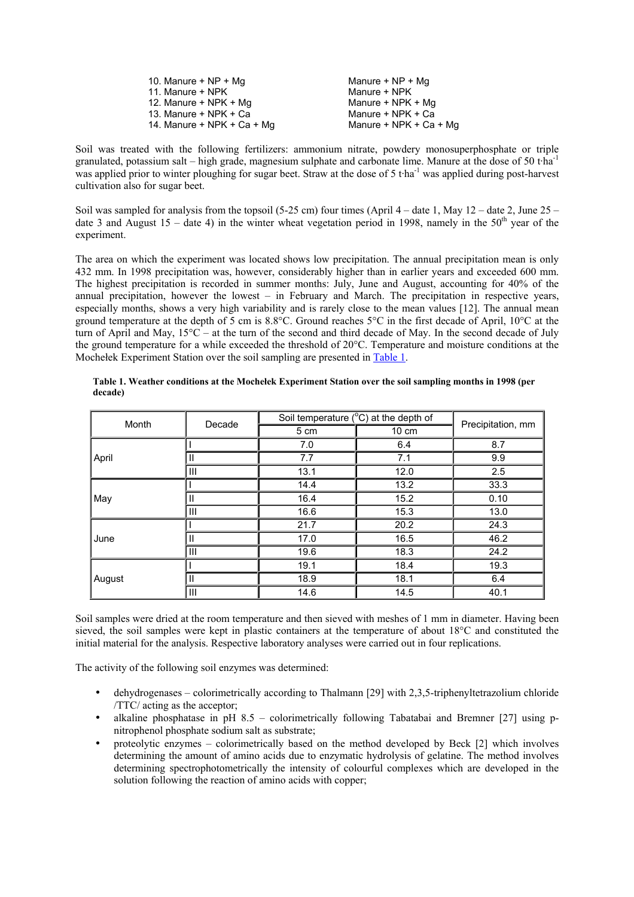| | |
|---|---|
| 10. Manure + NP + Mg | Manure + NP + Mg |
| 11. Manure + NPK | Manure + NPK |
| 12. Manure + NPK + Mg | Manure + NPK + Mg |
| 13. Manure + NPK + Ca | Manure + NPK + Ca |
| 14. Manure + NPK + Ca + Mg | Manure + NPK + Ca + Mg |

Soil was treated with the following fertilizers: ammonium nitrate, powdery monosuperphosphate or triple granulated, potassium salt – high grade, magnesium sulphate and carbonate lime. Manure at the dose of 50 $t \cdot ha^{-1}$ was applied prior to winter ploughing for sugar beet. Straw at the dose of 5 $t \cdot ha^{-1}$ was applied during post-harvest cultivation also for sugar beet.

Soil was sampled for analysis from the topsoil (5-25 cm) four times (April 4 – date 1, May 12 – date 2, June 25 – date 3 and August 15 – date 4) in the winter wheat vegetation period in 1998, namely in the 50$^{th}$ year of the experiment.

The area on which the experiment was located shows low precipitation. The annual precipitation mean is only 432 mm. In 1998 precipitation was, however, considerably higher than in earlier years and exceeded 600 mm. The highest precipitation is recorded in summer months: July, June and August, accounting for 40% of the annual precipitation, however the lowest – in February and March. The precipitation in respective years, especially months, shows a very high variability and is rarely close to the mean values [12]. The annual mean ground temperature at the depth of 5 cm is 8.8°C. Ground reaches 5°C in the first decade of April, 10°C at the turn of April and May, 15°C – at the turn of the second and third decade of May. In the second decade of July the ground temperature for a while exceeded the threshold of 20°C. Temperature and moisture conditions at the Mochełek Experiment Station over the soil sampling are presented in Table 1.

**Table 1. Weather conditions at the Mochełek Experiment Station over the soil sampling months in 1998 (per decade)**

| Month | Decade | Soil temperature (°C) at the depth of | | Precipitation, mm |
|---|---|---|---|---|
| | | 5 cm | 10 cm | |
| April | I | 7.0 | 6.4 | 8.7 |
| | II | 7.7 | 7.1 | 9.9 |
| | III | 13.1 | 12.0 | 2.5 |
| May | I | 14.4 | 13.2 | 33.3 |
| | II | 16.4 | 15.2 | 0.10 |
| | III | 16.6 | 15.3 | 13.0 |
| June | I | 21.7 | 20.2 | 24.3 |
| | II | 17.0 | 16.5 | 46.2 |
| | III | 19.6 | 18.3 | 24.2 |
| August | I | 19.1 | 18.4 | 19.3 |
| | II | 18.9 | 18.1 | 6.4 |
| | III | 14.6 | 14.5 | 40.1 |

Soil samples were dried at the room temperature and then sieved with meshes of 1 mm in diameter. Having been sieved, the soil samples were kept in plastic containers at the temperature of about 18°C and constituted the initial material for the analysis. Respective laboratory analyses were carried out in four replications.

The activity of the following soil enzymes was determined:

- dehydrogenases – colorimetrically according to Thalmann [29] with 2,3,5-triphenyltetrazolium chloride /TTC/ acting as the acceptor;
- alkaline phosphatase in pH 8.5 – colorimetrically following Tabatabai and Bremner [27] using p-nitrophenol phosphate sodium salt as substrate;
- proteolytic enzymes – colorimetrically based on the method developed by Beck [2] which involves determining the amount of amino acids due to enzymatic hydrolysis of gelatine. The method involves determining spectrophotometrically the intensity of colourful complexes which are developed in the solution following the reaction of amino acids with copper;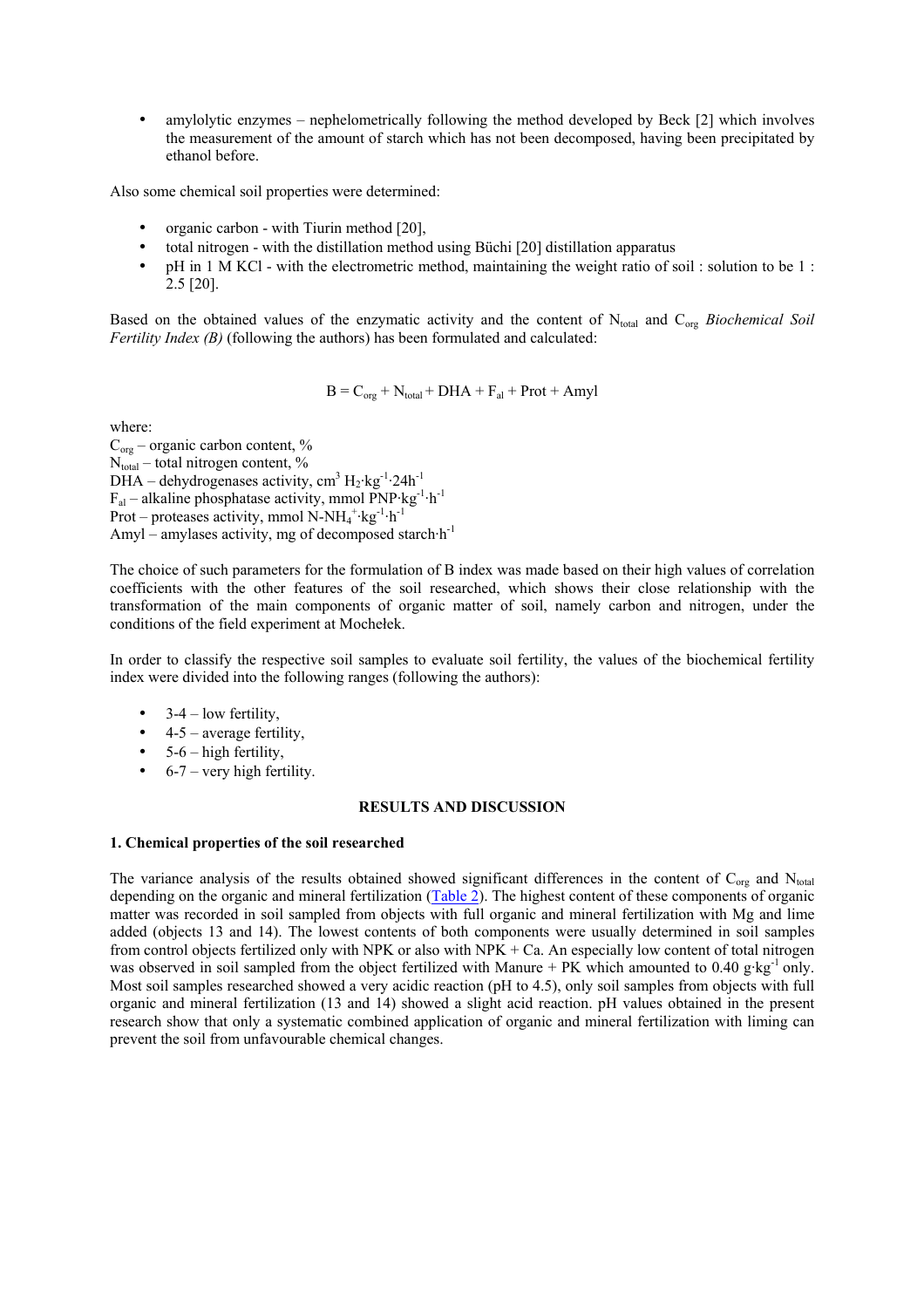- amylolytic enzymes – nephelometrically following the method developed by Beck [2] which involves the measurement of the amount of starch which has not been decomposed, having been precipitated by ethanol before.

Also some chemical soil properties were determined:

- organic carbon - with Tiurin method [20],
- total nitrogen - with the distillation method using Büchi [20] distillation apparatus
- pH in 1 M KCl - with the electrometric method, maintaining the weight ratio of soil : solution to be 1 : 2.5 [20].

Based on the obtained values of the enzymatic activity and the content of $N_{total}$ and $C_{org}$ *Biochemical Soil Fertility Index (B)* (following the authors) has been formulated and calculated:

$$B = C_{org} + N_{total} + DHA + F_{al} + Prot + Amyl$$

where:
$C_{org}$ – organic carbon content, %
$N_{total}$ – total nitrogen content, %
DHA – dehydrogenases activity, $cm^3\ H_2 \cdot kg^{-1} \cdot 24h^{-1}$
$F_{al}$ – alkaline phosphatase activity, mmol $PNP \cdot kg^{-1} \cdot h^{-1}$
Prot – proteases activity, mmol $N\text{-}NH_4^+ \cdot kg^{-1} \cdot h^{-1}$
Amyl – amylases activity, mg of decomposed $starch \cdot h^{-1}$

The choice of such parameters for the formulation of B index was made based on their high values of correlation coefficients with the other features of the soil researched, which shows their close relationship with the transformation of the main components of organic matter of soil, namely carbon and nitrogen, under the conditions of the field experiment at Mochełek.

In order to classify the respective soil samples to evaluate soil fertility, the values of the biochemical fertility index were divided into the following ranges (following the authors):

- 3-4 – low fertility,
- 4-5 – average fertility,
- 5-6 – high fertility,
- 6-7 – very high fertility.

## RESULTS AND DISCUSSION

### 1. Chemical properties of the soil researched

The variance analysis of the results obtained showed significant differences in the content of $C_{org}$ and $N_{total}$ depending on the organic and mineral fertilization (Table 2). The highest content of these components of organic matter was recorded in soil sampled from objects with full organic and mineral fertilization with Mg and lime added (objects 13 and 14). The lowest contents of both components were usually determined in soil samples from control objects fertilized only with NPK or also with NPK + Ca. An especially low content of total nitrogen was observed in soil sampled from the object fertilized with Manure + PK which amounted to 0.40 $g \cdot kg^{-1}$ only. Most soil samples researched showed a very acidic reaction (pH to 4.5), only soil samples from objects with full organic and mineral fertilization (13 and 14) showed a slight acid reaction. pH values obtained in the present research show that only a systematic combined application of organic and mineral fertilization with liming can prevent the soil from unfavourable chemical changes.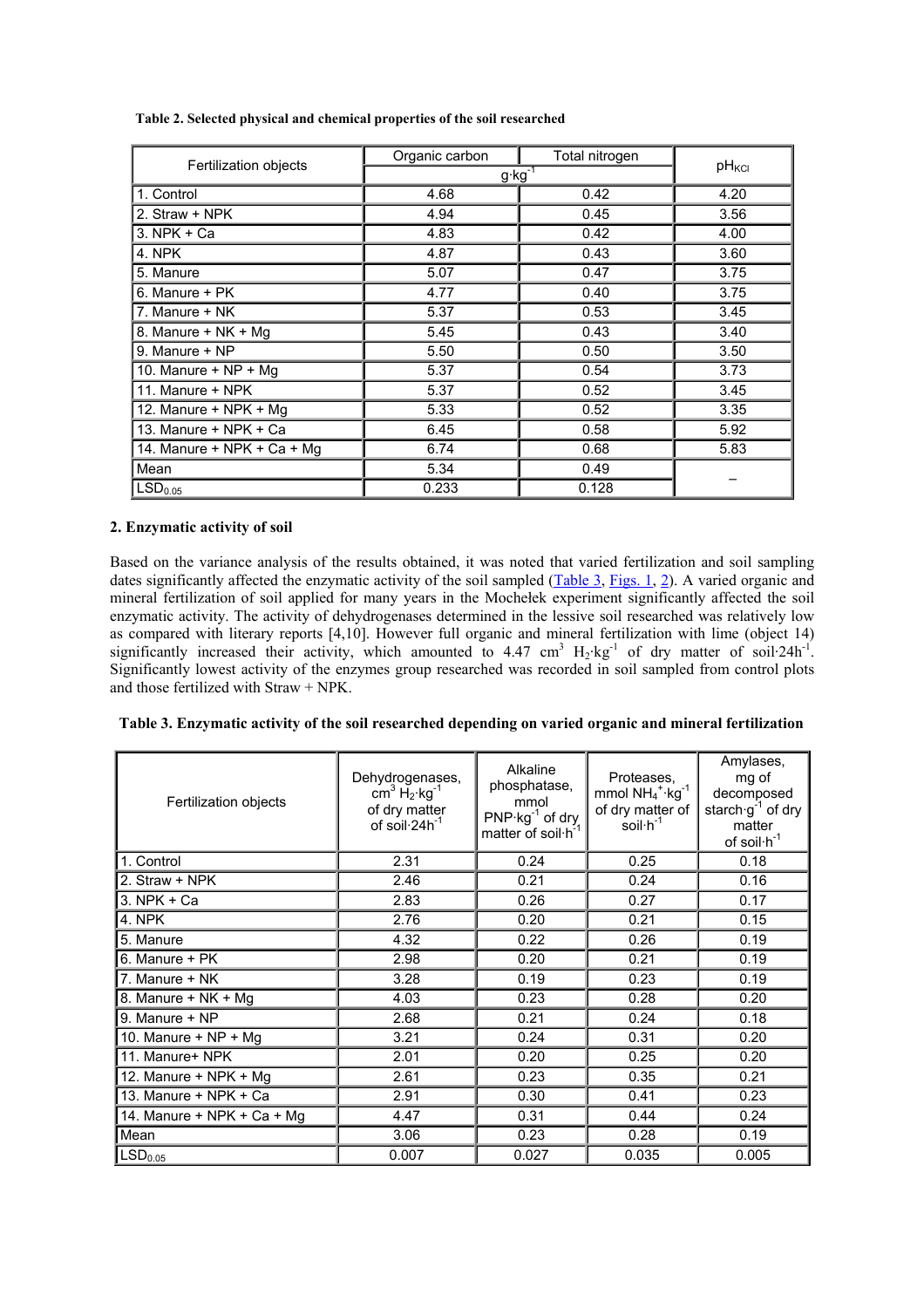**Table 2. Selected physical and chemical properties of the soil researched**

| Fertilization objects | Organic carbon | Total nitrogen | $pH_{KCl}$ |
|---|---|---|---|
| | $g \cdot kg^{-1}$ | | |
| 1. Control | 4.68 | 0.42 | 4.20 |
| 2. Straw + NPK | 4.94 | 0.45 | 3.56 |
| 3. NPK + Ca | 4.83 | 0.42 | 4.00 |
| 4. NPK | 4.87 | 0.43 | 3.60 |
| 5. Manure | 5.07 | 0.47 | 3.75 |
| 6. Manure + PK | 4.77 | 0.40 | 3.75 |
| 7. Manure + NK | 5.37 | 0.53 | 3.45 |
| 8. Manure + NK + Mg | 5.45 | 0.43 | 3.40 |
| 9. Manure + NP | 5.50 | 0.50 | 3.50 |
| 10. Manure + NP + Mg | 5.37 | 0.54 | 3.73 |
| 11. Manure + NPK | 5.37 | 0.52 | 3.45 |
| 12. Manure + NPK + Mg | 5.33 | 0.52 | 3.35 |
| 13. Manure + NPK + Ca | 6.45 | 0.58 | 5.92 |
| 14. Manure + NPK + Ca + Mg | 6.74 | 0.68 | 5.83 |
| Mean | 5.34 | 0.49 | – |
| $LSD_{0.05}$ | 0.233 | 0.128 | |

**2. Enzymatic activity of soil**

Based on the variance analysis of the results obtained, it was noted that varied fertilization and soil sampling dates significantly affected the enzymatic activity of the soil sampled (Table 3, Figs. 1, 2). A varied organic and mineral fertilization of soil applied for many years in the Mochełek experiment significantly affected the soil enzymatic activity. The activity of dehydrogenases determined in the lessive soil researched was relatively low as compared with literary reports [4,10]. However full organic and mineral fertilization with lime (object 14) significantly increased their activity, which amounted to 4.47 $cm^3$ $H_2 \cdot kg^{-1}$ of dry matter of soil$\cdot 24h^{-1}$. Significantly lowest activity of the enzymes group researched was recorded in soil sampled from control plots and those fertilized with Straw + NPK.

**Table 3. Enzymatic activity of the soil researched depending on varied organic and mineral fertilization**

| Fertilization objects | Dehydrogenases, $cm^3$ $H_2 \cdot kg^{-1}$ of dry matter of soil$\cdot 24h^{-1}$ | Alkaline phosphatase, mmol $PNP \cdot kg^{-1}$ of dry matter of soil$\cdot h^{-1}$ | Proteases, mmol $NH_4^+ \cdot kg^{-1}$ of dry matter of soil$\cdot h^{-1}$ | Amylases, mg of decomposed starch$\cdot g^{-1}$ of dry matter of soil$\cdot h^{-1}$ |
|---|---|---|---|---|
| 1. Control | 2.31 | 0.24 | 0.25 | 0.18 |
| 2. Straw + NPK | 2.46 | 0.21 | 0.24 | 0.16 |
| 3. NPK + Ca | 2.83 | 0.26 | 0.27 | 0.17 |
| 4. NPK | 2.76 | 0.20 | 0.21 | 0.15 |
| 5. Manure | 4.32 | 0.22 | 0.26 | 0.19 |
| 6. Manure + PK | 2.98 | 0.20 | 0.21 | 0.19 |
| 7. Manure + NK | 3.28 | 0.19 | 0.23 | 0.19 |
| 8. Manure + NK + Mg | 4.03 | 0.23 | 0.28 | 0.20 |
| 9. Manure + NP | 2.68 | 0.21 | 0.24 | 0.18 |
| 10. Manure + NP + Mg | 3.21 | 0.24 | 0.31 | 0.20 |
| 11. Manure+ NPK | 2.01 | 0.20 | 0.25 | 0.20 |
| 12. Manure + NPK + Mg | 2.61 | 0.23 | 0.35 | 0.21 |
| 13. Manure + NPK + Ca | 2.91 | 0.30 | 0.41 | 0.23 |
| 14. Manure + NPK + Ca + Mg | 4.47 | 0.31 | 0.44 | 0.24 |
| Mean | 3.06 | 0.23 | 0.28 | 0.19 |
| $LSD_{0.05}$ | 0.007 | 0.027 | 0.035 | 0.005 |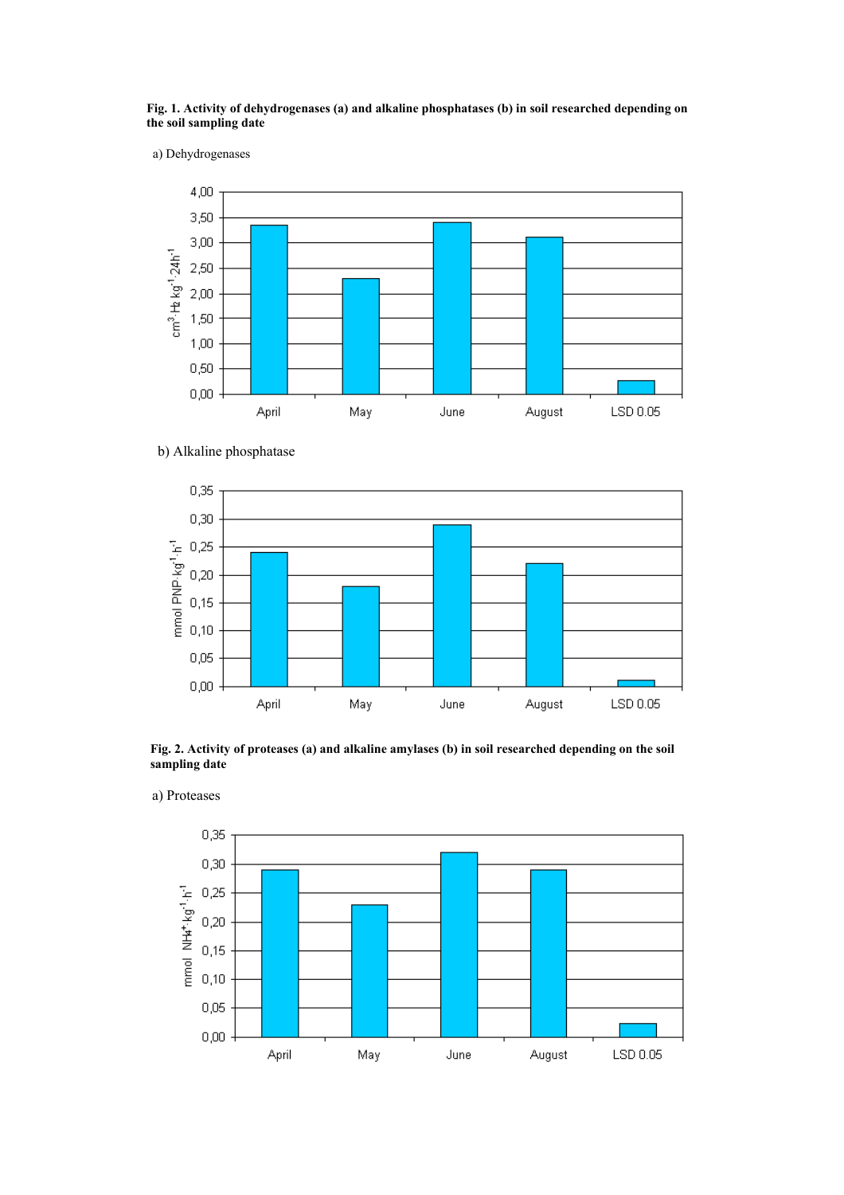**Fig. 1. Activity of dehydrogenases (a) and alkaline phosphatases (b) in soil researched depending on the soil sampling date**

a) Dehydrogenases

b) Alkaline phosphatase

**Fig. 2. Activity of proteases (a) and alkaline amylases (b) in soil researched depending on the soil sampling date**

a) Proteases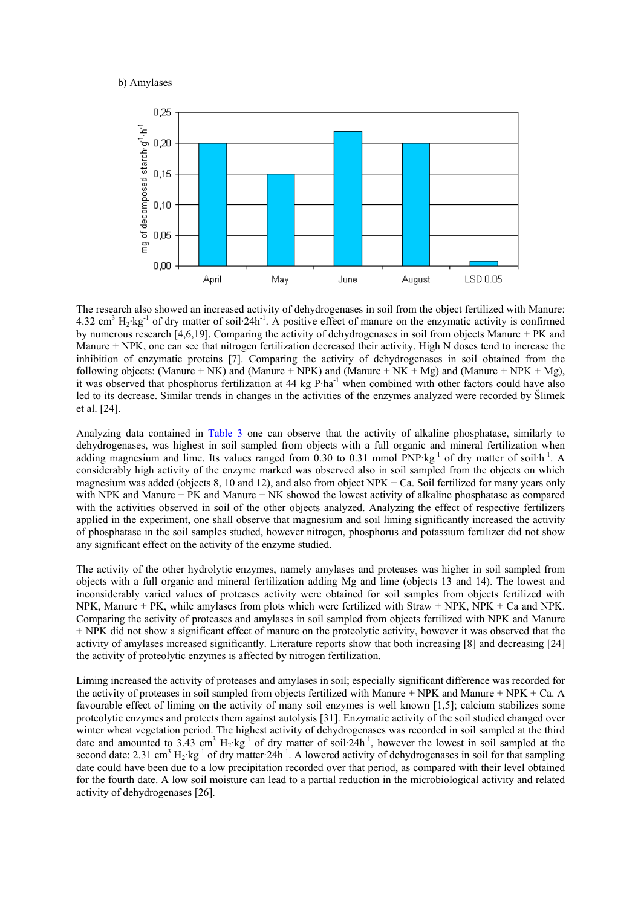b) Amylases

The research also showed an increased activity of dehydrogenases in soil from the object fertilized with Manure: 4.32 $cm^3$ $H_2 \cdot kg^{-1}$ of dry matter of soil$\cdot 24h^{-1}$. A positive effect of manure on the enzymatic activity is confirmed by numerous research [4,6,19]. Comparing the activity of dehydrogenases in soil from objects Manure + PK and Manure + NPK, one can see that nitrogen fertilization decreased their activity. High N doses tend to increase the inhibition of enzymatic proteins [7]. Comparing the activity of dehydrogenases in soil obtained from the following objects: (Manure + NK) and (Manure + NPK) and (Manure + NK + Mg) and (Manure + NPK + Mg), it was observed that phosphorus fertilization at 44 kg $P \cdot ha^{-1}$ when combined with other factors could have also led to its decrease. Similar trends in changes in the activities of the enzymes analyzed were recorded by Šlimek et al. [24].

Analyzing data contained in Table 3 one can observe that the activity of alkaline phosphatase, similarly to dehydrogenases, was highest in soil sampled from objects with a full organic and mineral fertilization when adding magnesium and lime. Its values ranged from 0.30 to 0.31 mmol $PNP \cdot kg^{-1}$ of dry matter of soil$\cdot h^{-1}$. A considerably high activity of the enzyme marked was observed also in soil sampled from the objects on which magnesium was added (objects 8, 10 and 12), and also from object NPK + Ca. Soil fertilized for many years only with NPK and Manure + PK and Manure + NK showed the lowest activity of alkaline phosphatase as compared with the activities observed in soil of the other objects analyzed. Analyzing the effect of respective fertilizers applied in the experiment, one shall observe that magnesium and soil liming significantly increased the activity of phosphatase in the soil samples studied, however nitrogen, phosphorus and potassium fertilizer did not show any significant effect on the activity of the enzyme studied.

The activity of the other hydrolytic enzymes, namely amylases and proteases was higher in soil sampled from objects with a full organic and mineral fertilization adding Mg and lime (objects 13 and 14). The lowest and inconsiderably varied values of proteases activity were obtained for soil samples from objects fertilized with NPK, Manure + PK, while amylases from plots which were fertilized with Straw + NPK, NPK + Ca and NPK. Comparing the activity of proteases and amylases in soil sampled from objects fertilized with NPK and Manure + NPK did not show a significant effect of manure on the proteolytic activity, however it was observed that the activity of amylases increased significantly. Literature reports show that both increasing [8] and decreasing [24] the activity of proteolytic enzymes is affected by nitrogen fertilization.

Liming increased the activity of proteases and amylases in soil; especially significant difference was recorded for the activity of proteases in soil sampled from objects fertilized with Manure + NPK and Manure + NPK + Ca. A favourable effect of liming on the activity of many soil enzymes is well known [1,5]; calcium stabilizes some proteolytic enzymes and protects them against autolysis [31]. Enzymatic activity of the soil studied changed over winter wheat vegetation period. The highest activity of dehydrogenases was recorded in soil sampled at the third date and amounted to 3.43 $cm^3$ $H_2 \cdot kg^{-1}$ of dry matter of soil$\cdot 24h^{-1}$, however the lowest in soil sampled at the second date: 2.31 $cm^3$ $H_2 \cdot kg^{-1}$ of dry matter$\cdot 24h^{-1}$. A lowered activity of dehydrogenases in soil for that sampling date could have been due to a low precipitation recorded over that period, as compared with their level obtained for the fourth date. A low soil moisture can lead to a partial reduction in the microbiological activity and related activity of dehydrogenases [26].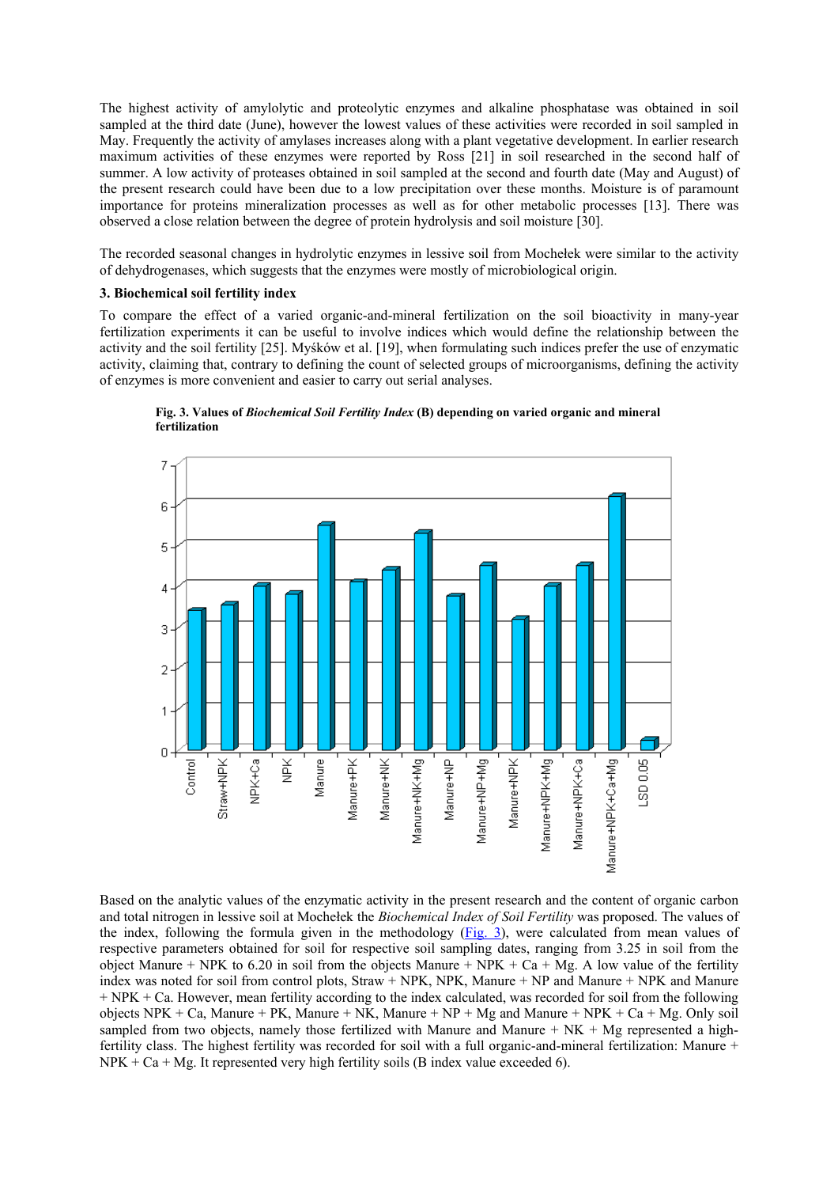The highest activity of amylolytic and proteolytic enzymes and alkaline phosphatase was obtained in soil sampled at the third date (June), however the lowest values of these activities were recorded in soil sampled in May. Frequently the activity of amylases increases along with a plant vegetative development. In earlier research maximum activities of these enzymes were reported by Ross [21] in soil researched in the second half of summer. A low activity of proteases obtained in soil sampled at the second and fourth date (May and August) of the present research could have been due to a low precipitation over these months. Moisture is of paramount importance for proteins mineralization processes as well as for other metabolic processes [13]. There was observed a close relation between the degree of protein hydrolysis and soil moisture [30].

The recorded seasonal changes in hydrolytic enzymes in lessive soil from Mochełek were similar to the activity of dehydrogenases, which suggests that the enzymes were mostly of microbiological origin.

### 3. Biochemical soil fertility index

To compare the effect of a varied organic-and-mineral fertilization on the soil bioactivity in many-year fertilization experiments it can be useful to involve indices which would define the relationship between the activity and the soil fertility [25]. Myśków et al. [19], when formulating such indices prefer the use of enzymatic activity, claiming that, contrary to defining the count of selected groups of microorganisms, defining the activity of enzymes is more convenient and easier to carry out serial analyses.

**Fig. 3. Values of *Biochemical Soil Fertility Index* (B) depending on varied organic and mineral fertilization**

Based on the analytic values of the enzymatic activity in the present research and the content of organic carbon and total nitrogen in lessive soil at Mochełek the *Biochemical Index of Soil Fertility* was proposed. The values of the index, following the formula given in the methodology (Fig. 3), were calculated from mean values of respective parameters obtained for soil for respective soil sampling dates, ranging from 3.25 in soil from the object Manure + NPK to 6.20 in soil from the objects Manure + NPK + Ca + Mg. A low value of the fertility index was noted for soil from control plots, Straw + NPK, NPK, Manure + NP and Manure + NPK and Manure + NPK + Ca. However, mean fertility according to the index calculated, was recorded for soil from the following objects NPK + Ca, Manure + PK, Manure + NK, Manure + NP + Mg and Manure + NPK + Ca + Mg. Only soil sampled from two objects, namely those fertilized with Manure and Manure + NK + Mg represented a high-fertility class. The highest fertility was recorded for soil with a full organic-and-mineral fertilization: Manure + NPK + Ca + Mg. It represented very high fertility soils (B index value exceeded 6).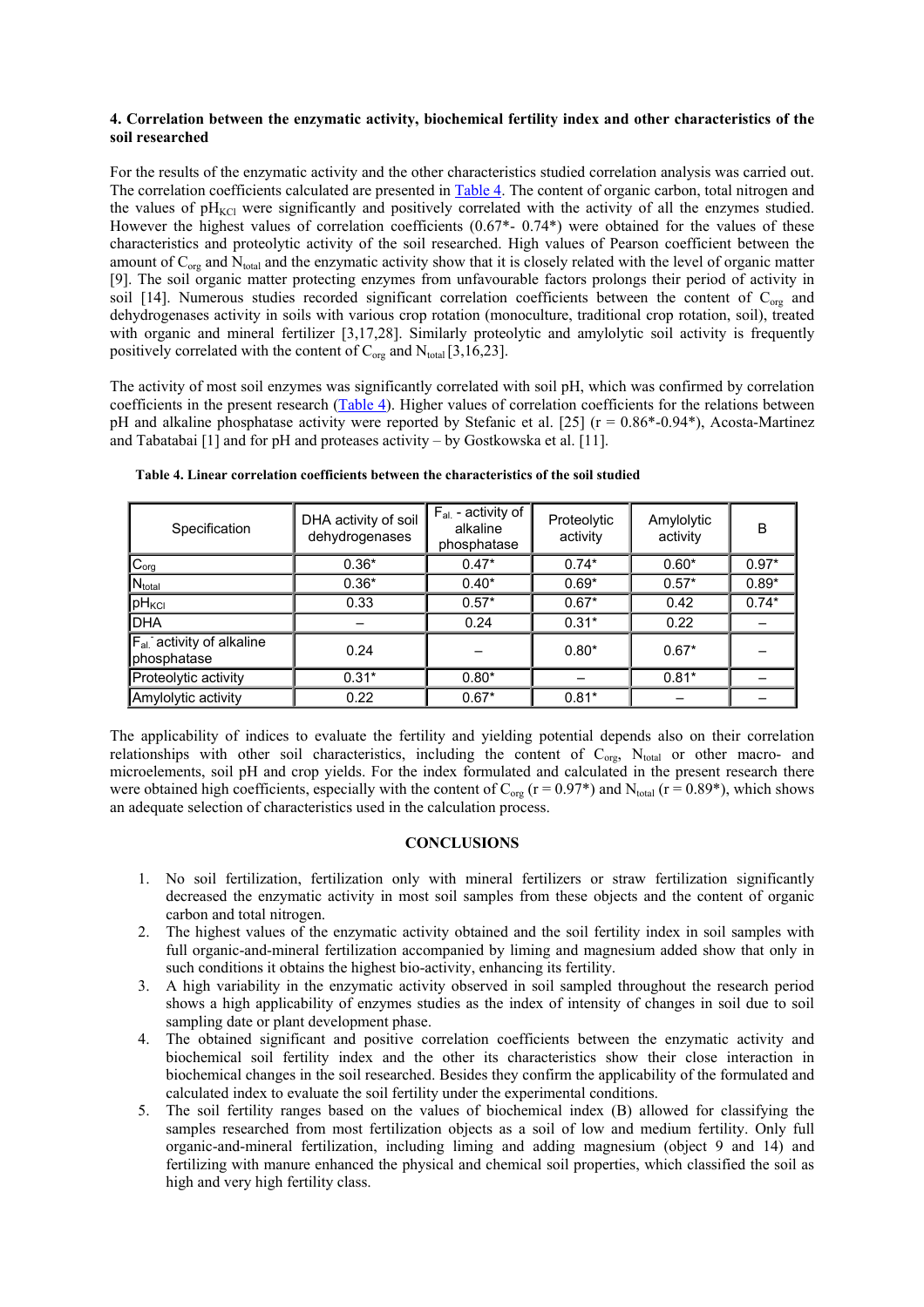### 4. Correlation between the enzymatic activity, biochemical fertility index and other characteristics of the soil researched

For the results of the enzymatic activity and the other characteristics studied correlation analysis was carried out. The correlation coefficients calculated are presented in Table 4. The content of organic carbon, total nitrogen and the values of $pH_{KCl}$ were significantly and positively correlated with the activity of all the enzymes studied. However the highest values of correlation coefficients (0.67*- 0.74*) were obtained for the values of these characteristics and proteolytic activity of the soil researched. High values of Pearson coefficient between the amount of $C_{org}$ and $N_{total}$ and the enzymatic activity show that it is closely related with the level of organic matter [9]. The soil organic matter protecting enzymes from unfavourable factors prolongs their period of activity in soil [14]. Numerous studies recorded significant correlation coefficients between the content of $C_{org}$ and dehydrogenases activity in soils with various crop rotation (monoculture, traditional crop rotation, soil), treated with organic and mineral fertilizer [3,17,28]. Similarly proteolytic and amylolytic soil activity is frequently positively correlated with the content of $C_{org}$ and $N_{total}$ [3,16,23].

The activity of most soil enzymes was significantly correlated with soil pH, which was confirmed by correlation coefficients in the present research (Table 4). Higher values of correlation coefficients for the relations between pH and alkaline phosphatase activity were reported by Stefanic et al. [25] (r = 0.86*-0.94*), Acosta-Martinez and Tabatabai [1] and for pH and proteases activity – by Gostkowska et al. [11].

**Table 4. Linear correlation coefficients between the characteristics of the soil studied**

| Specification | DHA activity of soil dehydrogenases | $F_{al.}$ - activity of alkaline phosphatase | Proteolytic activity | Amylolytic activity | B |
|---|---|---|---|---|---|
| $C_{org}$ | 0.36* | 0.47* | 0.74* | 0.60* | 0.97* |
| $N_{total}$ | 0.36* | 0.40* | 0.69* | 0.57* | 0.89* |
| $pH_{KCl}$ | 0.33 | 0.57* | 0.67* | 0.42 | 0.74* |
| DHA | – | 0.24 | 0.31* | 0.22 | – |
| $F_{al.}$ activity of alkaline phosphatase | 0.24 | – | 0.80* | 0.67* | – |
| Proteolytic activity | 0.31* | 0.80* | – | 0.81* | – |
| Amylolytic activity | 0.22 | 0.67* | 0.81* | – | – |

The applicability of indices to evaluate the fertility and yielding potential depends also on their correlation relationships with other soil characteristics, including the content of $C_{org}$, $N_{total}$ or other macro- and microelements, soil pH and crop yields. For the index formulated and calculated in the present research there were obtained high coefficients, especially with the content of $C_{org}$ (r = 0.97*) and $N_{total}$ (r = 0.89*), which shows an adequate selection of characteristics used in the calculation process.

## CONCLUSIONS

1. No soil fertilization, fertilization only with mineral fertilizers or straw fertilization significantly decreased the enzymatic activity in most soil samples from these objects and the content of organic carbon and total nitrogen.
2. The highest values of the enzymatic activity obtained and the soil fertility index in soil samples with full organic-and-mineral fertilization accompanied by liming and magnesium added show that only in such conditions it obtains the highest bio-activity, enhancing its fertility.
3. A high variability in the enzymatic activity observed in soil sampled throughout the research period shows a high applicability of enzymes studies as the index of intensity of changes in soil due to soil sampling date or plant development phase.
4. The obtained significant and positive correlation coefficients between the enzymatic activity and biochemical soil fertility index and the other its characteristics show their close interaction in biochemical changes in the soil researched. Besides they confirm the applicability of the formulated and calculated index to evaluate the soil fertility under the experimental conditions.
5. The soil fertility ranges based on the values of biochemical index (B) allowed for classifying the samples researched from most fertilization objects as a soil of low and medium fertility. Only full organic-and-mineral fertilization, including liming and adding magnesium (object 9 and 14) and fertilizing with manure enhanced the physical and chemical soil properties, which classified the soil as high and very high fertility class.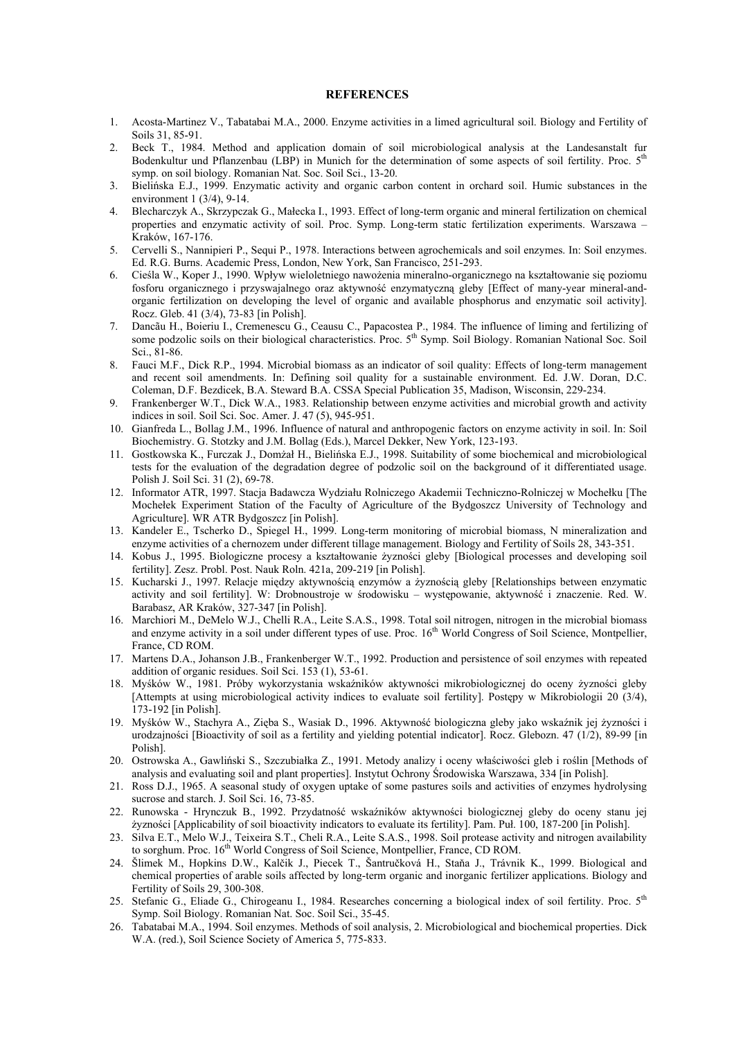**REFERENCES**

1. Acosta-Martinez V., Tabatabai M.A., 2000. Enzyme activities in a limed agricultural soil. Biology and Fertility of Soils 31, 85-91.
2. Beck T., 1984. Method and application domain of soil microbiological analysis at the Landesanstalt fur Bodenkultur und Pflanzenbau (LBP) in Munich for the determination of some aspects of soil fertility. Proc. 5th symp. on soil biology. Romanian Nat. Soc. Soil Sci., 13-20.
3. Bielińska E.J., 1999. Enzymatic activity and organic carbon content in orchard soil. Humic substances in the environment 1 (3/4), 9-14.
4. Blecharczyk A., Skrzypczak G., Małecka I., 1993. Effect of long-term organic and mineral fertilization on chemical properties and enzymatic activity of soil. Proc. Symp. Long-term static fertilization experiments. Warszawa – Kraków, 167-176.
5. Cervelli S., Nannipieri P., Sequi P., 1978. Interactions between agrochemicals and soil enzymes. In: Soil enzymes. Ed. R.G. Burns. Academic Press, London, New York, San Francisco, 251-293.
6. Cieśla W., Koper J., 1990. Wpływ wieloletniego nawożenia mineralno-organicznego na kształtowanie się poziomu fosforu organicznego i przyswajalnego oraz aktywność enzymatyczną gleby [Effect of many-year mineral-and-organic fertilization on developing the level of organic and available phosphorus and enzymatic soil activity]. Rocz. Gleb. 41 (3/4), 73-83 [in Polish].
7. Dancău H., Boieriu I., Cremenescu G., Ceausu C., Papacostea P., 1984. The influence of liming and fertilizing of some podzolic soils on their biological characteristics. Proc. 5th Symp. Soil Biology. Romanian National Soc. Soil Sci., 81-86.
8. Fauci M.F., Dick R.P., 1994. Microbial biomass as an indicator of soil quality: Effects of long-term management and recent soil amendments. In: Defining soil quality for a sustainable environment. Ed. J.W. Doran, D.C. Coleman, D.F. Bezdicek, B.A. Steward B.A. CSSA Special Publication 35, Madison, Wisconsin, 229-234.
9. Frankenberger W.T., Dick W.A., 1983. Relationship between enzyme activities and microbial growth and activity indices in soil. Soil Sci. Soc. Amer. J. 47 (5), 945-951.
10. Gianfreda L., Bollag J.M., 1996. Influence of natural and anthropogenic factors on enzyme activity in soil. In: Soil Biochemistry. G. Stotzky and J.M. Bollag (Eds.), Marcel Dekker, New York, 123-193.
11. Gostkowska K., Furczak J., Domżał H., Bielińska E.J., 1998. Suitability of some biochemical and microbiological tests for the evaluation of the degradation degree of podzolic soil on the background of it differentiated usage. Polish J. Soil Sci. 31 (2), 69-78.
12. Informator ATR, 1997. Stacja Badawcza Wydziału Rolniczego Akademii Techniczno-Rolniczej w Mochełku [The Mochełek Experiment Station of the Faculty of Agriculture of the Bydgoszcz University of Technology and Agriculture]. WR ATR Bydgoszcz [in Polish].
13. Kandeler E., Tscherko D., Spiegel H., 1999. Long-term monitoring of microbial biomass, N mineralization and enzyme activities of a chernozem under different tillage management. Biology and Fertility of Soils 28, 343-351.
14. Kobus J., 1995. Biologiczne procesy a kształtowanie żyzności gleby [Biological processes and developing soil fertility]. Zesz. Probl. Post. Nauk Roln. 421a, 209-219 [in Polish].
15. Kucharski J., 1997. Relacje między aktywnością enzymów a żyznością gleby [Relationships between enzymatic activity and soil fertility]. W: Drobnoustroje w środowisku – występowanie, aktywność i znaczenie. Red. W. Barabasz, AR Kraków, 327-347 [in Polish].
16. Marchiori M., DeMelo W.J., Chelli R.A., Leite S.A.S., 1998. Total soil nitrogen, nitrogen in the microbial biomass and enzyme activity in a soil under different types of use. Proc. 16th World Congress of Soil Science, Montpellier, France, CD ROM.
17. Martens D.A., Johanson J.B., Frankenberger W.T., 1992. Production and persistence of soil enzymes with repeated addition of organic residues. Soil Sci. 153 (1), 53-61.
18. Myśków W., 1981. Próby wykorzystania wskaźników aktywności mikrobiologicznej do oceny żyzności gleby [Attempts at using microbiological activity indices to evaluate soil fertility]. Postępy w Mikrobiologii 20 (3/4), 173-192 [in Polish].
19. Myśków W., Stachyra A., Zięba S., Wasiak D., 1996. Aktywność biologiczna gleby jako wskaźnik jej żyzności i urodzajności [Bioactivity of soil as a fertility and yielding potential indicator]. Rocz. Glebozn. 47 (1/2), 89-99 [in Polish].
20. Ostrowska A., Gawliński S., Szczubiałka Z., 1991. Metody analizy i oceny właściwości gleb i roślin [Methods of analysis and evaluating soil and plant properties]. Instytut Ochrony Środowiska Warszawa, 334 [in Polish].
21. Ross D.J., 1965. A seasonal study of oxygen uptake of some pastures soils and activities of enzymes hydrolysing sucrose and starch. J. Soil Sci. 16, 73-85.
22. Runowska - Hrynczuk B., 1992. Przydatność wskaźników aktywności biologicznej gleby do oceny stanu jej żyzności [Applicability of soil bioactivity indicators to evaluate its fertility]. Pam. Puł. 100, 187-200 [in Polish].
23. Silva E.T., Melo W.J., Teixeira S.T., Cheli R.A., Leite S.A.S., 1998. Soil protease activity and nitrogen availability to sorghum. Proc. 16th World Congress of Soil Science, Montpellier, France, CD ROM.
24. Šlimek M., Hopkins D.W., Kalčik J., Piecek T., Šantručková H., Staňa J., Trávnik K., 1999. Biological and chemical properties of arable soils affected by long-term organic and inorganic fertilizer applications. Biology and Fertility of Soils 29, 300-308.
25. Stefanic G., Eliade G., Chirogeanu I., 1984. Researches concerning a biological index of soil fertility. Proc. 5th Symp. Soil Biology. Romanian Nat. Soc. Soil Sci., 35-45.
26. Tabatabai M.A., 1994. Soil enzymes. Methods of soil analysis, 2. Microbiological and biochemical properties. Dick W.A. (red.), Soil Science Society of America 5, 775-833.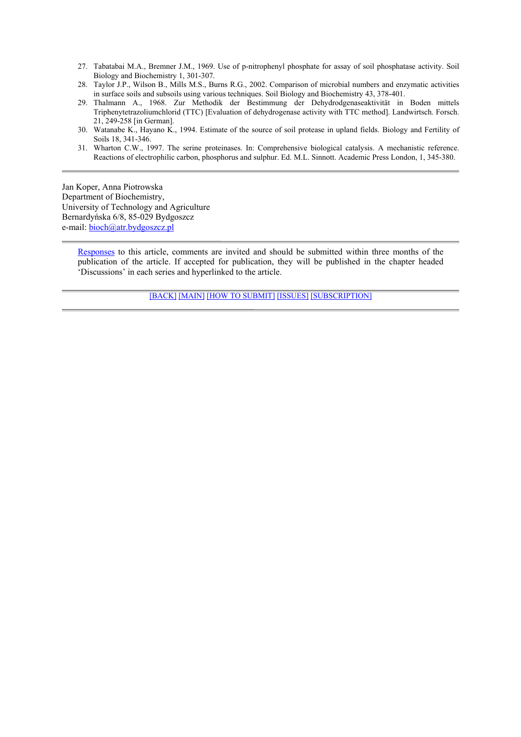27. Tabatabai M.A., Bremner J.M., 1969. Use of p-nitrophenyl phosphate for assay of soil phosphatase activity. Soil Biology and Biochemistry 1, 301-307.
28. Taylor J.P., Wilson B., Mills M.S., Burns R.G., 2002. Comparison of microbial numbers and enzymatic activities in surface soils and subsoils using various techniques. Soil Biology and Biochemistry 43, 378-401.
29. Thalmann A., 1968. Zur Methodik der Bestimmung der Dehydrodgenaseaktivität in Boden mittels Triphenytetrazoliumchlorid (TTC) [Evaluation of dehydrogenase activity with TTC method]. Landwirtsch. Forsch. 21, 249-258 [in German].
30. Watanabe K., Hayano K., 1994. Estimate of the source of soil protease in upland fields. Biology and Fertility of Soils 18, 341-346.
31. Wharton C.W., 1997. The serine proteinases. In: Comprehensive biological catalysis. A mechanistic reference. Reactions of electrophilic carbon, phosphorus and sulphur. Ed. M.L. Sinnott. Academic Press London, 1, 345-380.

---

Jan Koper, Anna Piotrowska
Department of Biochemistry,
University of Technology and Agriculture
Bernardyńska 6/8, 85-029 Bydgoszcz
e-mail: bioch@atr.bydgoszcz.pl

---

Responses to this article, comments are invited and should be submitted within three months of the publication of the article. If accepted for publication, they will be published in the chapter headed 'Discussions' in each series and hyperlinked to the article.

---

[BACK] [MAIN] [HOW TO SUBMIT] [ISSUES] [SUBSCRIPTION]